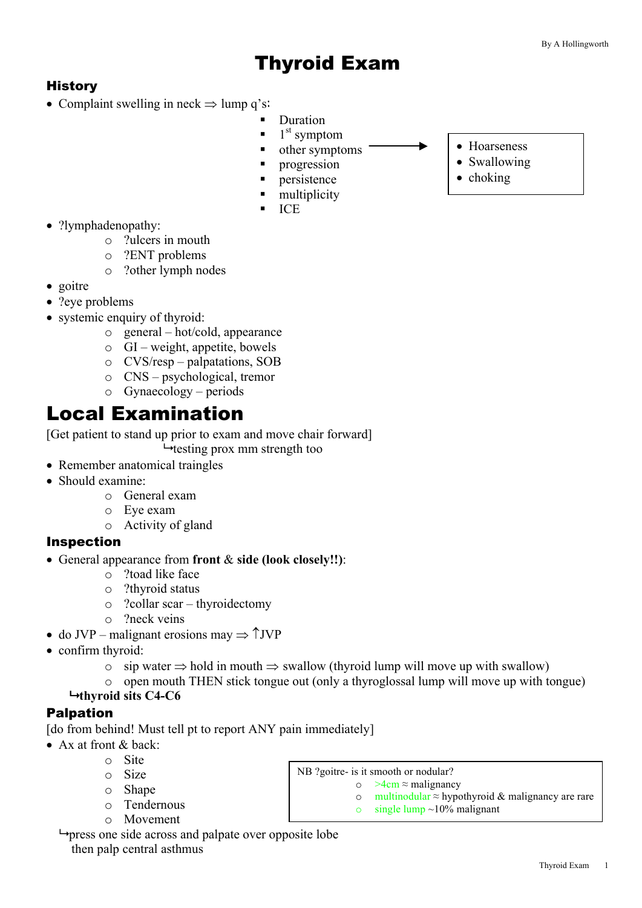# Thyroid Exam

## History

- Complaint swelling in neck ⇒ lump q's:
  - Duration
  - 1st symptom
  - other symptoms →
    - Hoarseness
    - Swallowing
    - choking
  - progression
  - persistence
  - multiplicity
  - ICE
- ?lymphadenopathy:
  - ?ulcers in mouth
  - ?ENT problems
  - ?other lymph nodes
- goitre
- ?eye problems
- systemic enquiry of thyroid:
  - general – hot/cold, appearance
  - GI – weight, appetite, bowels
  - CVS/resp – palpatations, SOB
  - CNS – psychological, tremor
  - Gynaecology – periods

# Local Examination

[Get patient to stand up prior to exam and move chair forward]
↳testing prox mm strength too

- Remember anatomical traingles
- Should examine:
  - General exam
  - Eye exam
  - Activity of gland

## Inspection

- General appearance from **front** & **side (look closely!!)**:
  - ?toad like face
  - ?thyroid status
  - ?collar scar – thyroidectomy
  - ?neck veins
- do JVP – malignant erosions may ⇒ ↑JVP
- confirm thyroid:
  - sip water ⇒ hold in mouth ⇒ swallow (thyroid lump will move up with swallow)
  - open mouth THEN stick tongue out (only a thyroglossal lump will move up with tongue)

↳**thyroid sits C4-C6**

## Palpation

[do from behind! Must tell pt to report ANY pain immediately]

- Ax at front & back:
  - Site
  - Size
  - Shape
  - Tendernous
  - Movement

↳press one side across and palpate over opposite lobe then palp central asthmus

> NB ?goitre- is it smooth or nodular?
> - >4cm ≈ malignancy
> - multinodular ≈ hypothyroid & malignancy are rare
> - single lump ~10% malignant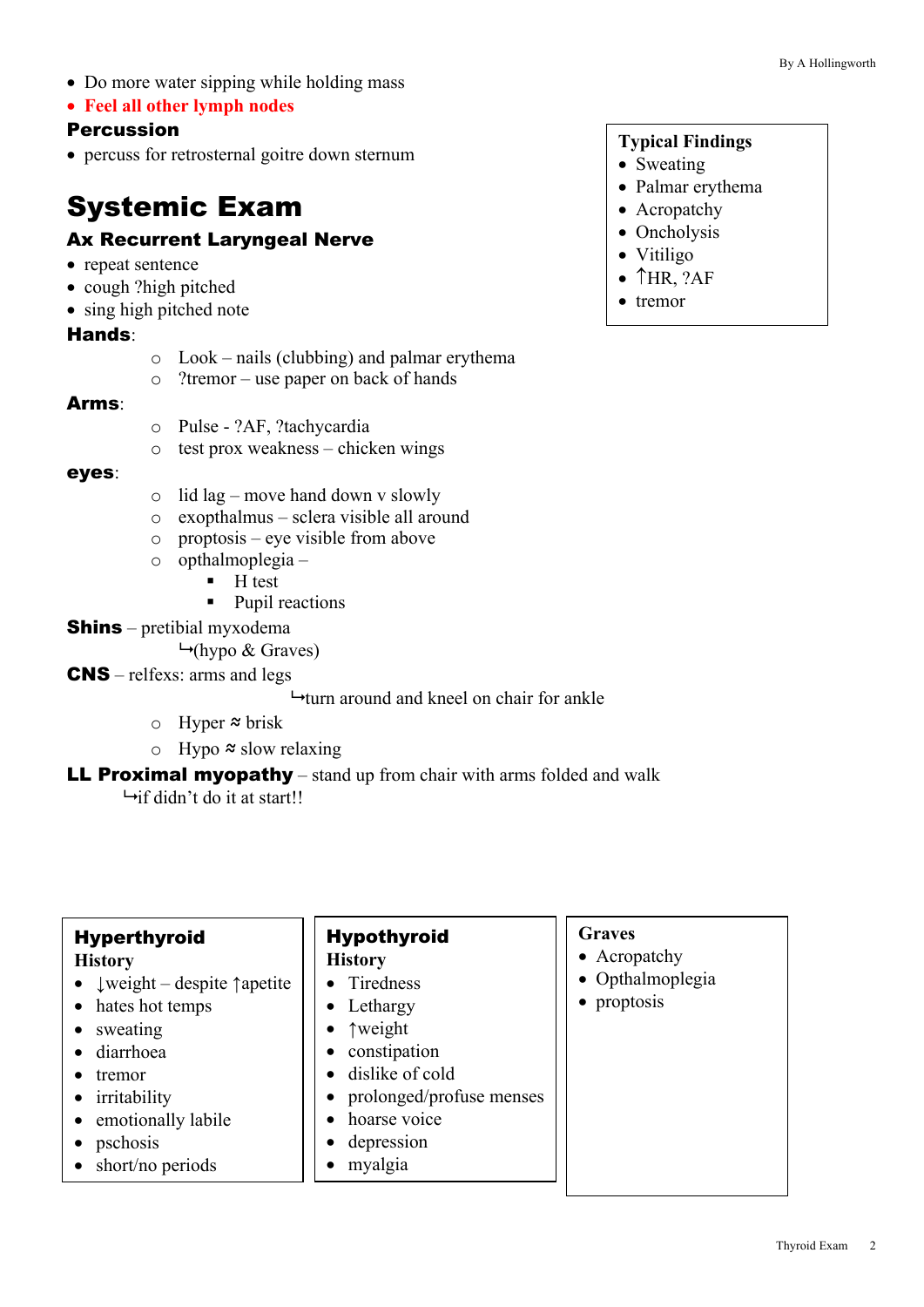- Do more water sipping while holding mass
- **Feel all other lymph nodes**

**Percussion**

- percuss for retrosternal goitre down sternum

# Systemic Exam

### Ax Recurrent Laryngeal Nerve

- repeat sentence
- cough ?high pitched
- sing high pitched note

**Hands**:

- Look – nails (clubbing) and palmar erythema
- ?tremor – use paper on back of hands

**Arms**:

- Pulse - ?AF, ?tachycardia
- test prox weakness – chicken wings

**eyes**:

- lid lag – move hand down v slowly
- exopthalmus – sclera visible all around
- proptosis – eye visible from above
- opthalmoplegia –
  - H test
  - Pupil reactions

**Shins** – pretibial myxodema
↳(hypo & Graves)

**CNS** – relfexs: arms and legs
↳turn around and kneel on chair for ankle

- Hyper ≈ brisk
- Hypo ≈ slow relaxing

**LL Proximal myopathy** – stand up from chair with arms folded and walk
↳if didn't do it at start!!

**Typical Findings**

- Sweating
- Palmar erythema
- Acropatchy
- Oncholysis
- Vitiligo
- ↑HR, ?AF
- tremor

**Hyperthyroid**

**History**

- ↓weight – despite ↑apetite
- hates hot temps
- sweating
- diarrhoea
- tremor
- irritability
- emotionally labile
- pschosis
- short/no periods

**Hypothyroid**

**History**

- Tiredness
- Lethargy
- ↑weight
- constipation
- dislike of cold
- prolonged/profuse menses
- hoarse voice
- depression
- myalgia

**Graves**

- Acropatchy
- Opthalmoplegia
- proptosis